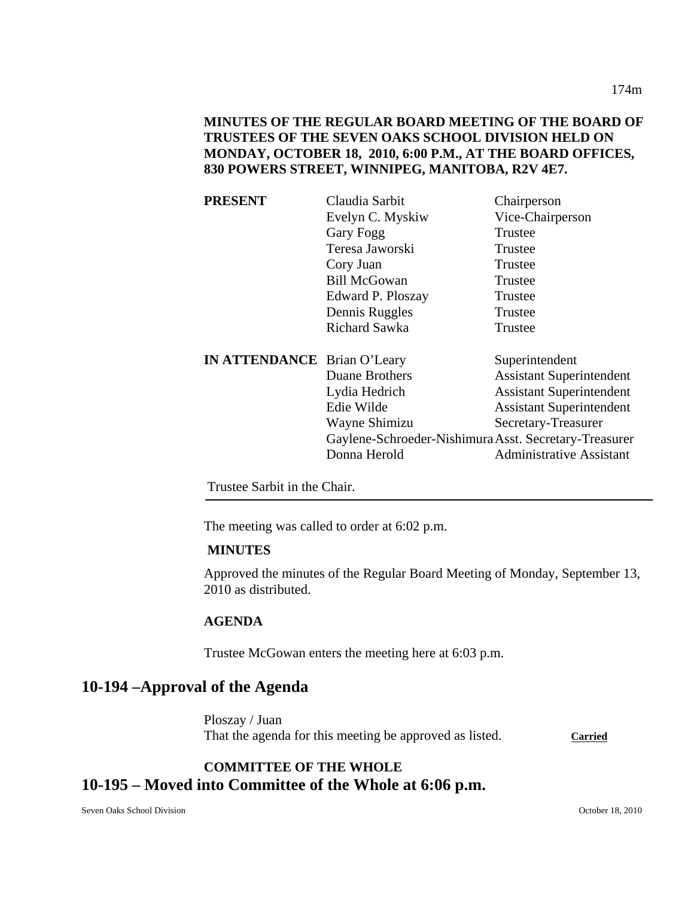**MINUTES OF THE REGULAR BOARD MEETING OF THE BOARD OF TRUSTEES OF THE SEVEN OAKS SCHOOL DIVISION HELD ON MONDAY, OCTOBER 18, 2010, 6:00 P.M., AT THE BOARD OFFICES, 830 POWERS STREET, WINNIPEG, MANITOBA, R2V 4E7.**

| | | |
|---|---|---|
| **PRESENT** | Claudia Sarbit | Chairperson |
| | Evelyn C. Myskiw | Vice-Chairperson |
| | Gary Fogg | Trustee |
| | Teresa Jaworski | Trustee |
| | Cory Juan | Trustee |
| | Bill McGowan | Trustee |
| | Edward P. Ploszay | Trustee |
| | Dennis Ruggles | Trustee |
| | Richard Sawka | Trustee |
| **IN ATTENDANCE** | Brian O'Leary | Superintendent |
| | Duane Brothers | Assistant Superintendent |
| | Lydia Hedrich | Assistant Superintendent |
| | Edie Wilde | Assistant Superintendent |
| | Wayne Shimizu | Secretary-Treasurer |
| | Gaylene-Schroeder-Nishimura | Asst. Secretary-Treasurer |
| | Donna Herold | Administrative Assistant |

Trustee Sarbit in the Chair.

The meeting was called to order at 6:02 p.m.

**MINUTES**

Approved the minutes of the Regular Board Meeting of Monday, September 13, 2010 as distributed.

**AGENDA**

Trustee McGowan enters the meeting here at 6:03 p.m.

## 10-194 –Approval of the Agenda

Ploszay / Juan
That the agenda for this meeting be approved as listed. **Carried**

**COMMITTEE OF THE WHOLE**

## 10-195 – Moved into Committee of the Whole at 6:06 p.m.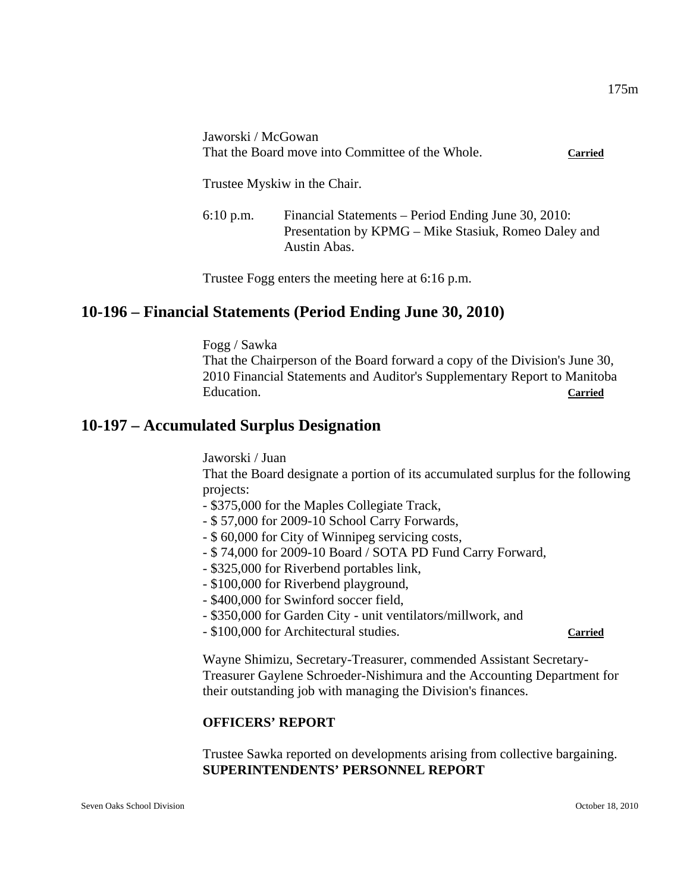Jaworski / McGowan
That the Board move into Committee of the Whole. **Carried**

Trustee Myskiw in the Chair.

6:10 p.m. Financial Statements – Period Ending June 30, 2010: Presentation by KPMG – Mike Stasiuk, Romeo Daley and Austin Abas.

Trustee Fogg enters the meeting here at 6:16 p.m.

## 10-196 – Financial Statements (Period Ending June 30, 2010)

Fogg / Sawka
That the Chairperson of the Board forward a copy of the Division's June 30, 2010 Financial Statements and Auditor's Supplementary Report to Manitoba Education. **Carried**

## 10-197 – Accumulated Surplus Designation

Jaworski / Juan
That the Board designate a portion of its accumulated surplus for the following projects:

- $375,000 for the Maples Collegiate Track,
- $ 57,000 for 2009-10 School Carry Forwards,
- $ 60,000 for City of Winnipeg servicing costs,
- $ 74,000 for 2009-10 Board / SOTA PD Fund Carry Forward,
- $325,000 for Riverbend portables link,
- $100,000 for Riverbend playground,
- $400,000 for Swinford soccer field,
- $350,000 for Garden City - unit ventilators/millwork, and
- $100,000 for Architectural studies. **Carried**

Wayne Shimizu, Secretary-Treasurer, commended Assistant Secretary-Treasurer Gaylene Schroeder-Nishimura and the Accounting Department for their outstanding job with managing the Division's finances.

**OFFICERS' REPORT**

Trustee Sawka reported on developments arising from collective bargaining.

**SUPERINTENDENTS' PERSONNEL REPORT**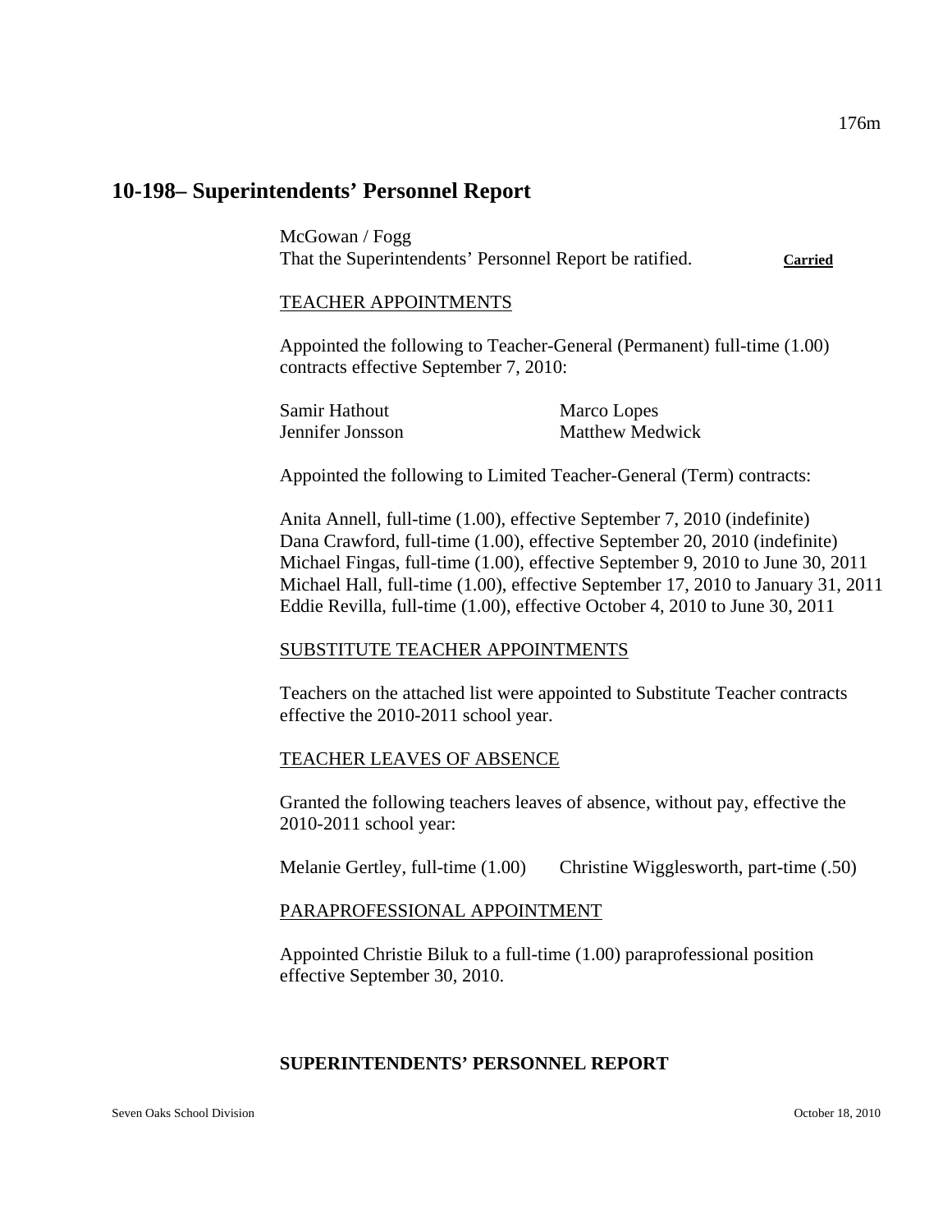## 10-198– Superintendents' Personnel Report

McGowan / Fogg
That the Superintendents' Personnel Report be ratified. **Carried**

TEACHER APPOINTMENTS

Appointed the following to Teacher-General (Permanent) full-time (1.00) contracts effective September 7, 2010:

Samir Hathout
Jennifer Jonsson
Marco Lopes
Matthew Medwick

Appointed the following to Limited Teacher-General (Term) contracts:

Anita Annell, full-time (1.00), effective September 7, 2010 (indefinite)
Dana Crawford, full-time (1.00), effective September 20, 2010 (indefinite)
Michael Fingas, full-time (1.00), effective September 9, 2010 to June 30, 2011
Michael Hall, full-time (1.00), effective September 17, 2010 to January 31, 2011
Eddie Revilla, full-time (1.00), effective October 4, 2010 to June 30, 2011

SUBSTITUTE TEACHER APPOINTMENTS

Teachers on the attached list were appointed to Substitute Teacher contracts effective the 2010-2011 school year.

TEACHER LEAVES OF ABSENCE

Granted the following teachers leaves of absence, without pay, effective the 2010-2011 school year:

Melanie Gertley, full-time (1.00)
Christine Wigglesworth, part-time (.50)

PARAPROFESSIONAL APPOINTMENT

Appointed Christie Biluk to a full-time (1.00) paraprofessional position effective September 30, 2010.

**SUPERINTENDENTS' PERSONNEL REPORT**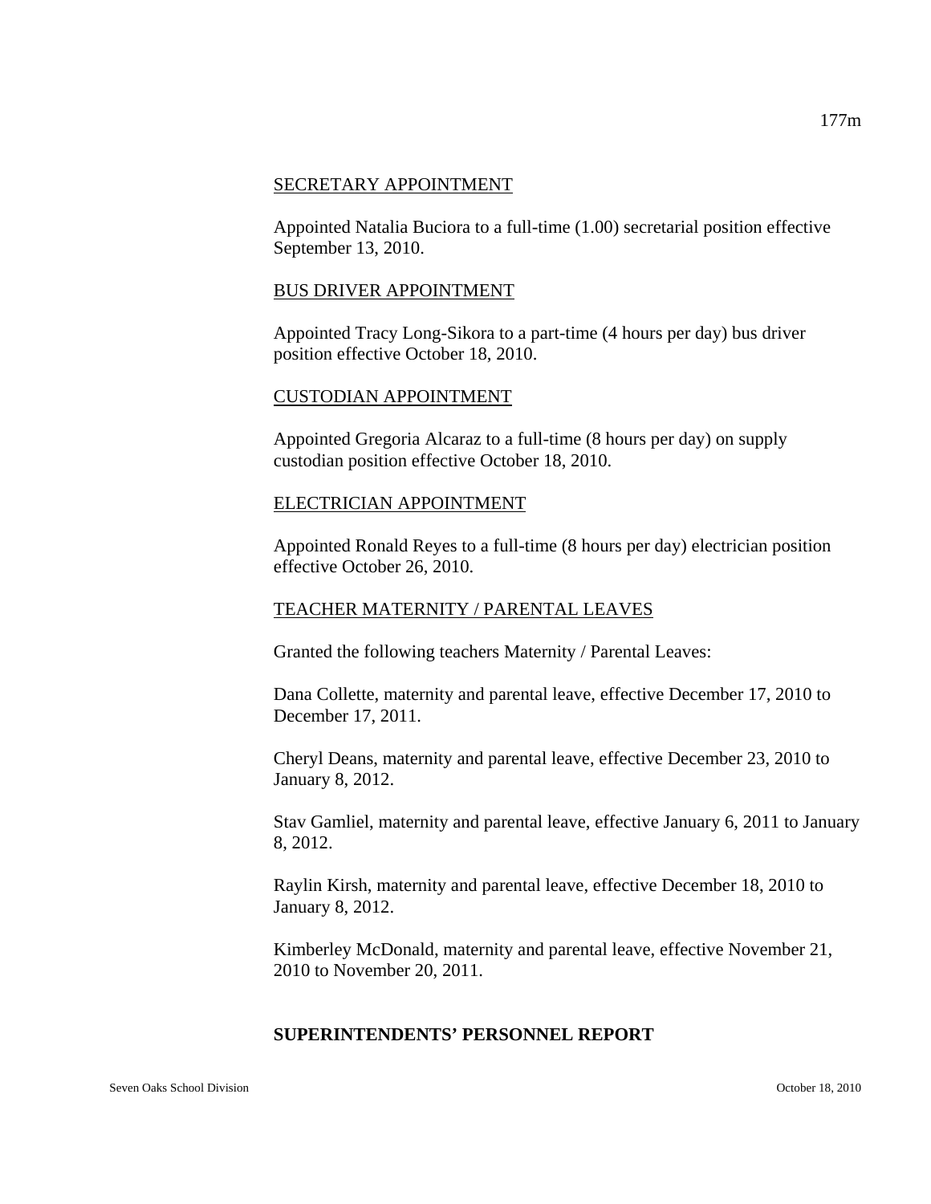SECRETARY APPOINTMENT

Appointed Natalia Buciora to a full-time (1.00) secretarial position effective September 13, 2010.

BUS DRIVER APPOINTMENT

Appointed Tracy Long-Sikora to a part-time (4 hours per day) bus driver position effective October 18, 2010.

CUSTODIAN APPOINTMENT

Appointed Gregoria Alcaraz to a full-time (8 hours per day) on supply custodian position effective October 18, 2010.

ELECTRICIAN APPOINTMENT

Appointed Ronald Reyes to a full-time (8 hours per day) electrician position effective October 26, 2010.

TEACHER MATERNITY / PARENTAL LEAVES

Granted the following teachers Maternity / Parental Leaves:

Dana Collette, maternity and parental leave, effective December 17, 2010 to December 17, 2011.

Cheryl Deans, maternity and parental leave, effective December 23, 2010 to January 8, 2012.

Stav Gamliel, maternity and parental leave, effective January 6, 2011 to January 8, 2012.

Raylin Kirsh, maternity and parental leave, effective December 18, 2010 to January 8, 2012.

Kimberley McDonald, maternity and parental leave, effective November 21, 2010 to November 20, 2011.

**SUPERINTENDENTS' PERSONNEL REPORT**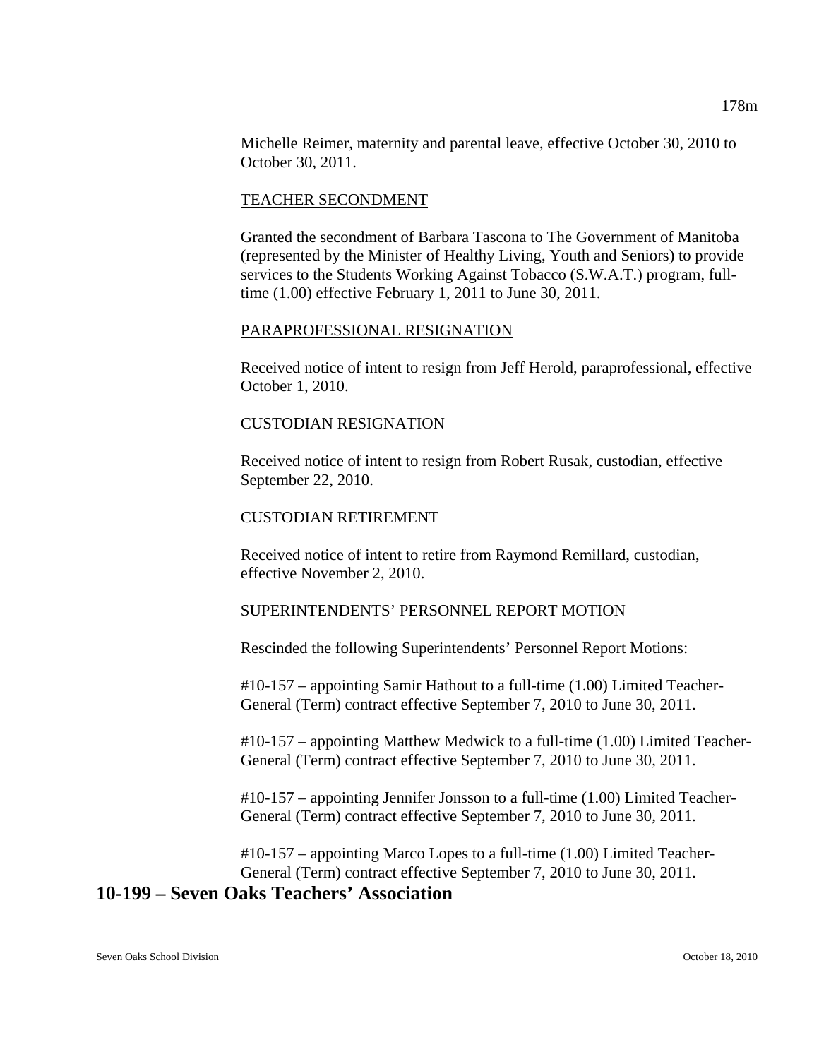Michelle Reimer, maternity and parental leave, effective October 30, 2010 to October 30, 2011.

TEACHER SECONDMENT

Granted the secondment of Barbara Tascona to The Government of Manitoba (represented by the Minister of Healthy Living, Youth and Seniors) to provide services to the Students Working Against Tobacco (S.W.A.T.) program, full-time (1.00) effective February 1, 2011 to June 30, 2011.

PARAPROFESSIONAL RESIGNATION

Received notice of intent to resign from Jeff Herold, paraprofessional, effective October 1, 2010.

CUSTODIAN RESIGNATION

Received notice of intent to resign from Robert Rusak, custodian, effective September 22, 2010.

CUSTODIAN RETIREMENT

Received notice of intent to retire from Raymond Remillard, custodian, effective November 2, 2010.

SUPERINTENDENTS' PERSONNEL REPORT MOTION

Rescinded the following Superintendents' Personnel Report Motions:

#10-157 – appointing Samir Hathout to a full-time (1.00) Limited Teacher-General (Term) contract effective September 7, 2010 to June 30, 2011.

#10-157 – appointing Matthew Medwick to a full-time (1.00) Limited Teacher-General (Term) contract effective September 7, 2010 to June 30, 2011.

#10-157 – appointing Jennifer Jonsson to a full-time (1.00) Limited Teacher-General (Term) contract effective September 7, 2010 to June 30, 2011.

#10-157 – appointing Marco Lopes to a full-time (1.00) Limited Teacher-General (Term) contract effective September 7, 2010 to June 30, 2011.

## 10-199 – Seven Oaks Teachers' Association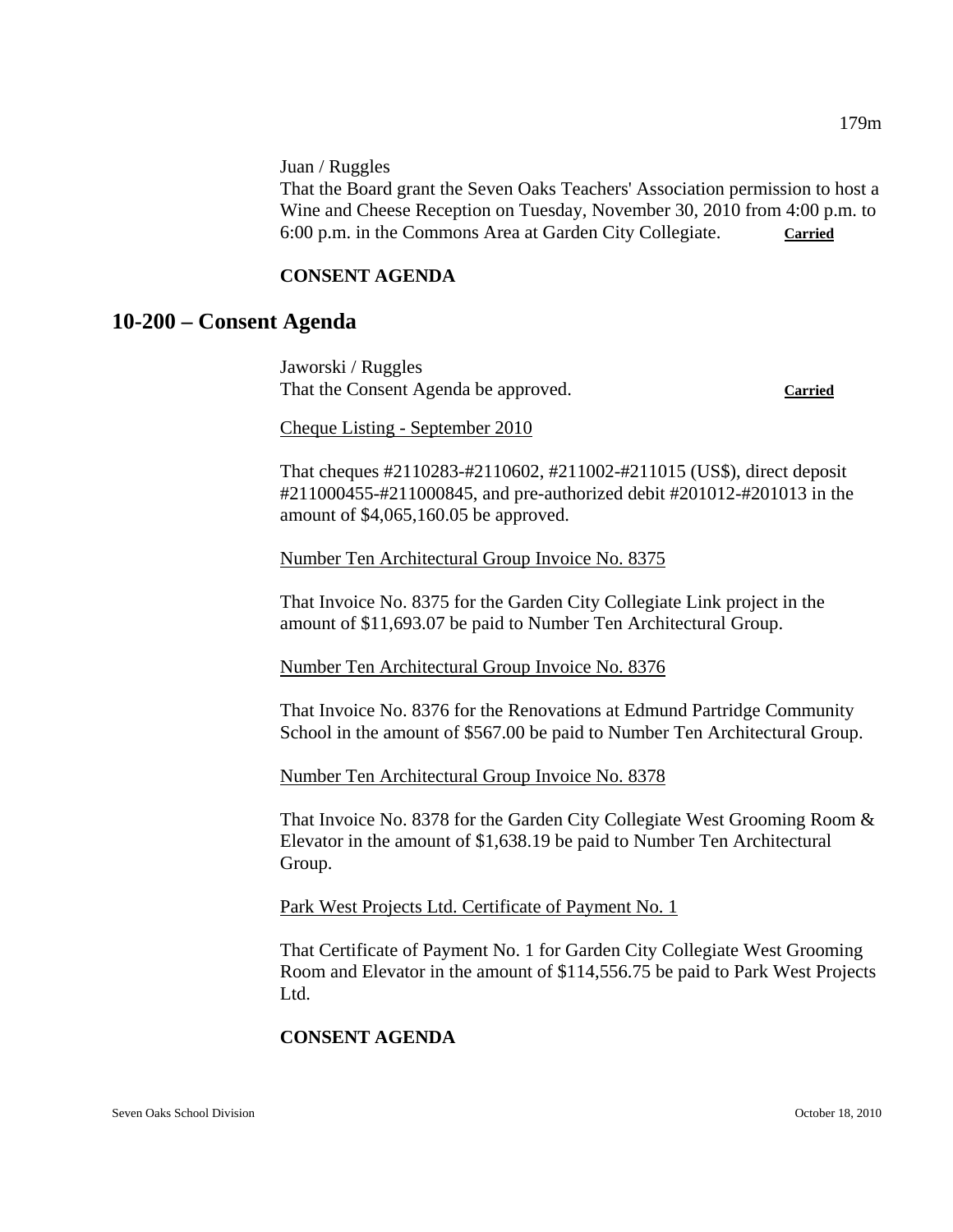Juan / Ruggles
That the Board grant the Seven Oaks Teachers' Association permission to host a Wine and Cheese Reception on Tuesday, November 30, 2010 from 4:00 p.m. to 6:00 p.m. in the Commons Area at Garden City Collegiate. **Carried**

**CONSENT AGENDA**

## 10-200 – Consent Agenda

Jaworski / Ruggles
That the Consent Agenda be approved. **Carried**

Cheque Listing - September 2010

That cheques #2110283-#2110602, #211002-#211015 (US$), direct deposit #211000455-#211000845, and pre-authorized debit #201012-#201013 in the amount of $4,065,160.05 be approved.

Number Ten Architectural Group Invoice No. 8375

That Invoice No. 8375 for the Garden City Collegiate Link project in the amount of $11,693.07 be paid to Number Ten Architectural Group.

Number Ten Architectural Group Invoice No. 8376

That Invoice No. 8376 for the Renovations at Edmund Partridge Community School in the amount of $567.00 be paid to Number Ten Architectural Group.

Number Ten Architectural Group Invoice No. 8378

That Invoice No. 8378 for the Garden City Collegiate West Grooming Room & Elevator in the amount of $1,638.19 be paid to Number Ten Architectural Group.

Park West Projects Ltd. Certificate of Payment No. 1

That Certificate of Payment No. 1 for Garden City Collegiate West Grooming Room and Elevator in the amount of $114,556.75 be paid to Park West Projects Ltd.

**CONSENT AGENDA**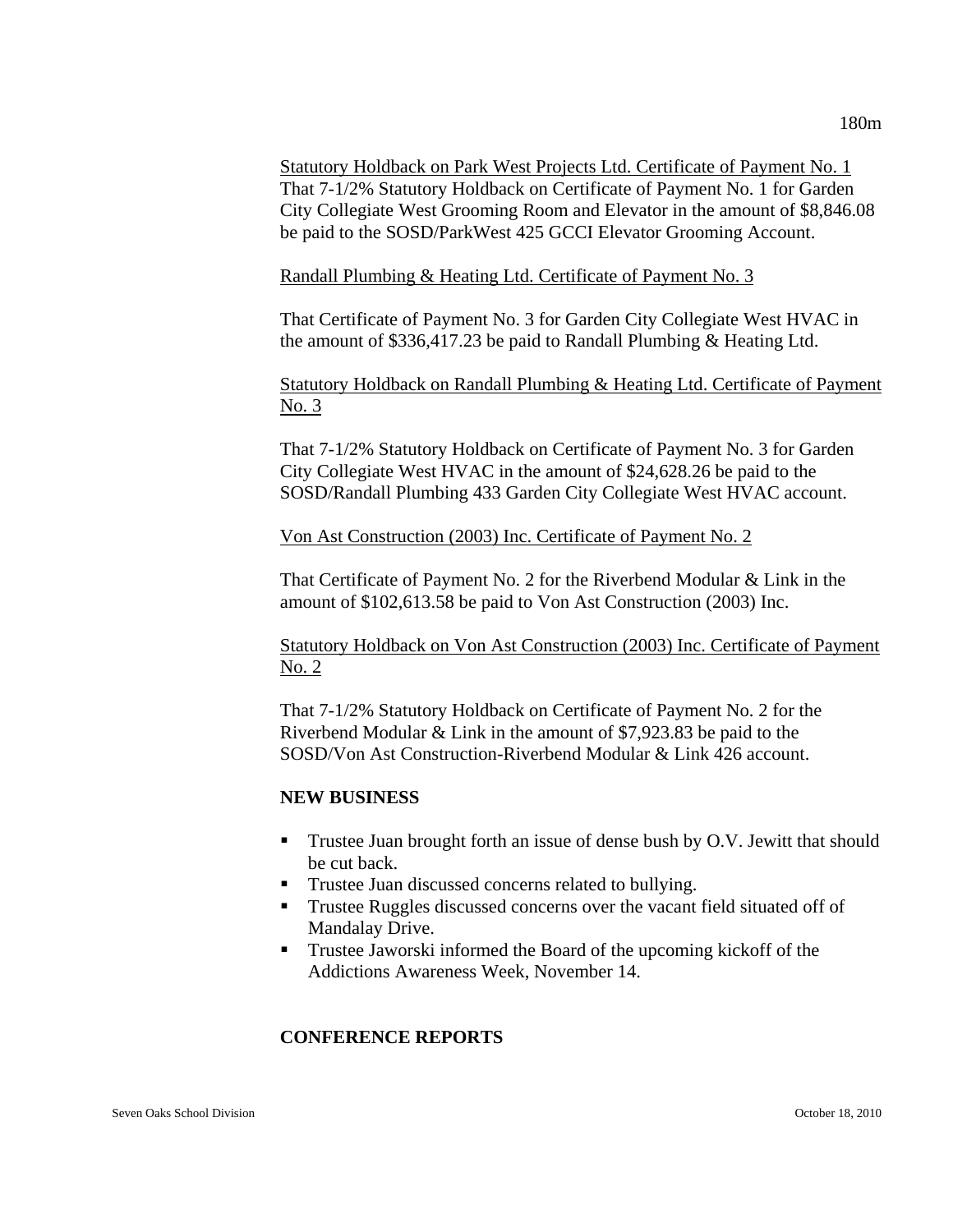Statutory Holdback on Park West Projects Ltd. Certificate of Payment No. 1
That 7-1/2% Statutory Holdback on Certificate of Payment No. 1 for Garden City Collegiate West Grooming Room and Elevator in the amount of $8,846.08 be paid to the SOSD/ParkWest 425 GCCI Elevator Grooming Account.

Randall Plumbing & Heating Ltd. Certificate of Payment No. 3

That Certificate of Payment No. 3 for Garden City Collegiate West HVAC in the amount of $336,417.23 be paid to Randall Plumbing & Heating Ltd.

Statutory Holdback on Randall Plumbing & Heating Ltd. Certificate of Payment No. 3

That 7-1/2% Statutory Holdback on Certificate of Payment No. 3 for Garden City Collegiate West HVAC in the amount of $24,628.26 be paid to the SOSD/Randall Plumbing 433 Garden City Collegiate West HVAC account.

Von Ast Construction (2003) Inc. Certificate of Payment No. 2

That Certificate of Payment No. 2 for the Riverbend Modular & Link in the amount of $102,613.58 be paid to Von Ast Construction (2003) Inc.

Statutory Holdback on Von Ast Construction (2003) Inc. Certificate of Payment No. 2

That 7-1/2% Statutory Holdback on Certificate of Payment No. 2 for the Riverbend Modular & Link in the amount of $7,923.83 be paid to the SOSD/Von Ast Construction-Riverbend Modular & Link 426 account.

**NEW BUSINESS**

- Trustee Juan brought forth an issue of dense bush by O.V. Jewitt that should be cut back.
- Trustee Juan discussed concerns related to bullying.
- Trustee Ruggles discussed concerns over the vacant field situated off of Mandalay Drive.
- Trustee Jaworski informed the Board of the upcoming kickoff of the Addictions Awareness Week, November 14.

**CONFERENCE REPORTS**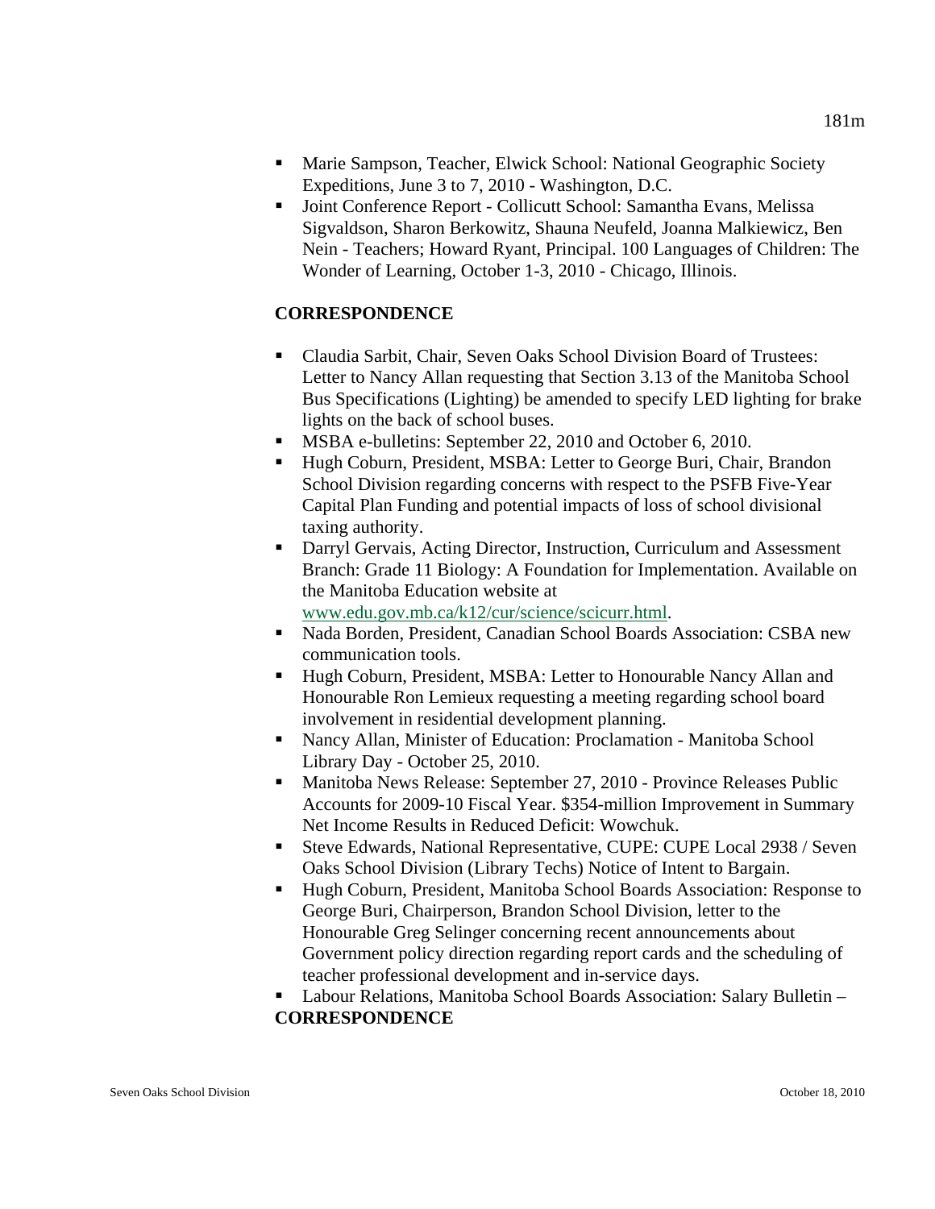- Marie Sampson, Teacher, Elwick School: National Geographic Society Expeditions, June 3 to 7, 2010 - Washington, D.C.
- Joint Conference Report - Collicutt School: Samantha Evans, Melissa Sigvaldson, Sharon Berkowitz, Shauna Neufeld, Joanna Malkiewicz, Ben Nein - Teachers; Howard Ryant, Principal. 100 Languages of Children: The Wonder of Learning, October 1-3, 2010 - Chicago, Illinois.

**CORRESPONDENCE**

- Claudia Sarbit, Chair, Seven Oaks School Division Board of Trustees: Letter to Nancy Allan requesting that Section 3.13 of the Manitoba School Bus Specifications (Lighting) be amended to specify LED lighting for brake lights on the back of school buses.
- MSBA e-bulletins: September 22, 2010 and October 6, 2010.
- Hugh Coburn, President, MSBA: Letter to George Buri, Chair, Brandon School Division regarding concerns with respect to the PSFB Five-Year Capital Plan Funding and potential impacts of loss of school divisional taxing authority.
- Darryl Gervais, Acting Director, Instruction, Curriculum and Assessment Branch: Grade 11 Biology: A Foundation for Implementation. Available on the Manitoba Education website at www.edu.gov.mb.ca/k12/cur/science/scicurr.html.
- Nada Borden, President, Canadian School Boards Association: CSBA new communication tools.
- Hugh Coburn, President, MSBA: Letter to Honourable Nancy Allan and Honourable Ron Lemieux requesting a meeting regarding school board involvement in residential development planning.
- Nancy Allan, Minister of Education: Proclamation - Manitoba School Library Day - October 25, 2010.
- Manitoba News Release: September 27, 2010 - Province Releases Public Accounts for 2009-10 Fiscal Year. $354-million Improvement in Summary Net Income Results in Reduced Deficit: Wowchuk.
- Steve Edwards, National Representative, CUPE: CUPE Local 2938 / Seven Oaks School Division (Library Techs) Notice of Intent to Bargain.
- Hugh Coburn, President, Manitoba School Boards Association: Response to George Buri, Chairperson, Brandon School Division, letter to the Honourable Greg Selinger concerning recent announcements about Government policy direction regarding report cards and the scheduling of teacher professional development and in-service days.
- Labour Relations, Manitoba School Boards Association: Salary Bulletin –

**CORRESPONDENCE**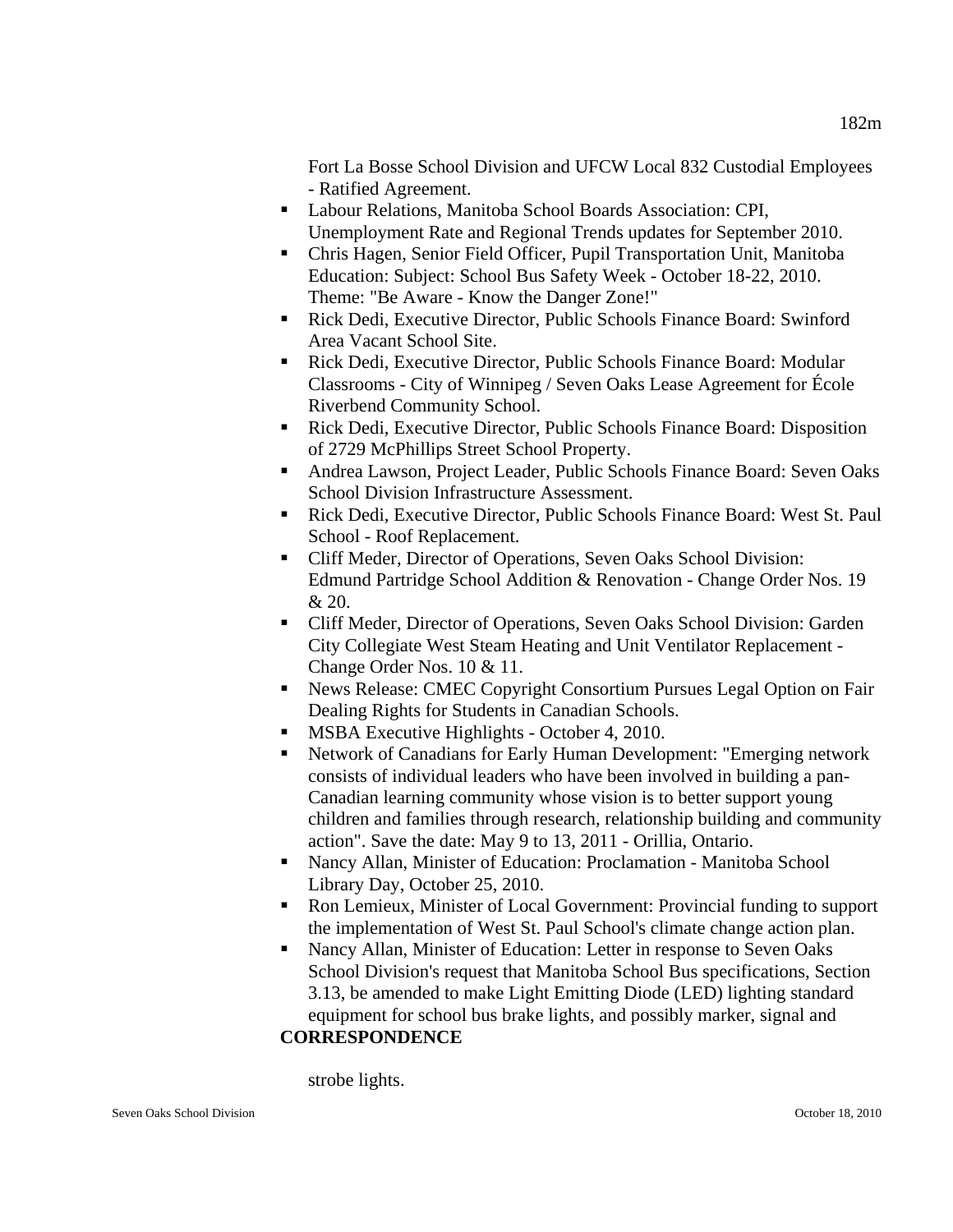Fort La Bosse School Division and UFCW Local 832 Custodial Employees - Ratified Agreement.

- Labour Relations, Manitoba School Boards Association: CPI, Unemployment Rate and Regional Trends updates for September 2010.
- Chris Hagen, Senior Field Officer, Pupil Transportation Unit, Manitoba Education: Subject: School Bus Safety Week - October 18-22, 2010. Theme: "Be Aware - Know the Danger Zone!"
- Rick Dedi, Executive Director, Public Schools Finance Board: Swinford Area Vacant School Site.
- Rick Dedi, Executive Director, Public Schools Finance Board: Modular Classrooms - City of Winnipeg / Seven Oaks Lease Agreement for École Riverbend Community School.
- Rick Dedi, Executive Director, Public Schools Finance Board: Disposition of 2729 McPhillips Street School Property.
- Andrea Lawson, Project Leader, Public Schools Finance Board: Seven Oaks School Division Infrastructure Assessment.
- Rick Dedi, Executive Director, Public Schools Finance Board: West St. Paul School - Roof Replacement.
- Cliff Meder, Director of Operations, Seven Oaks School Division: Edmund Partridge School Addition & Renovation - Change Order Nos. 19 & 20.
- Cliff Meder, Director of Operations, Seven Oaks School Division: Garden City Collegiate West Steam Heating and Unit Ventilator Replacement - Change Order Nos. 10 & 11.
- News Release: CMEC Copyright Consortium Pursues Legal Option on Fair Dealing Rights for Students in Canadian Schools.
- MSBA Executive Highlights - October 4, 2010.
- Network of Canadians for Early Human Development: "Emerging network consists of individual leaders who have been involved in building a pan-Canadian learning community whose vision is to better support young children and families through research, relationship building and community action". Save the date: May 9 to 13, 2011 - Orillia, Ontario.
- Nancy Allan, Minister of Education: Proclamation - Manitoba School Library Day, October 25, 2010.
- Ron Lemieux, Minister of Local Government: Provincial funding to support the implementation of West St. Paul School's climate change action plan.
- Nancy Allan, Minister of Education: Letter in response to Seven Oaks School Division's request that Manitoba School Bus specifications, Section 3.13, be amended to make Light Emitting Diode (LED) lighting standard equipment for school bus brake lights, and possibly marker, signal and strobe lights.

**CORRESPONDENCE**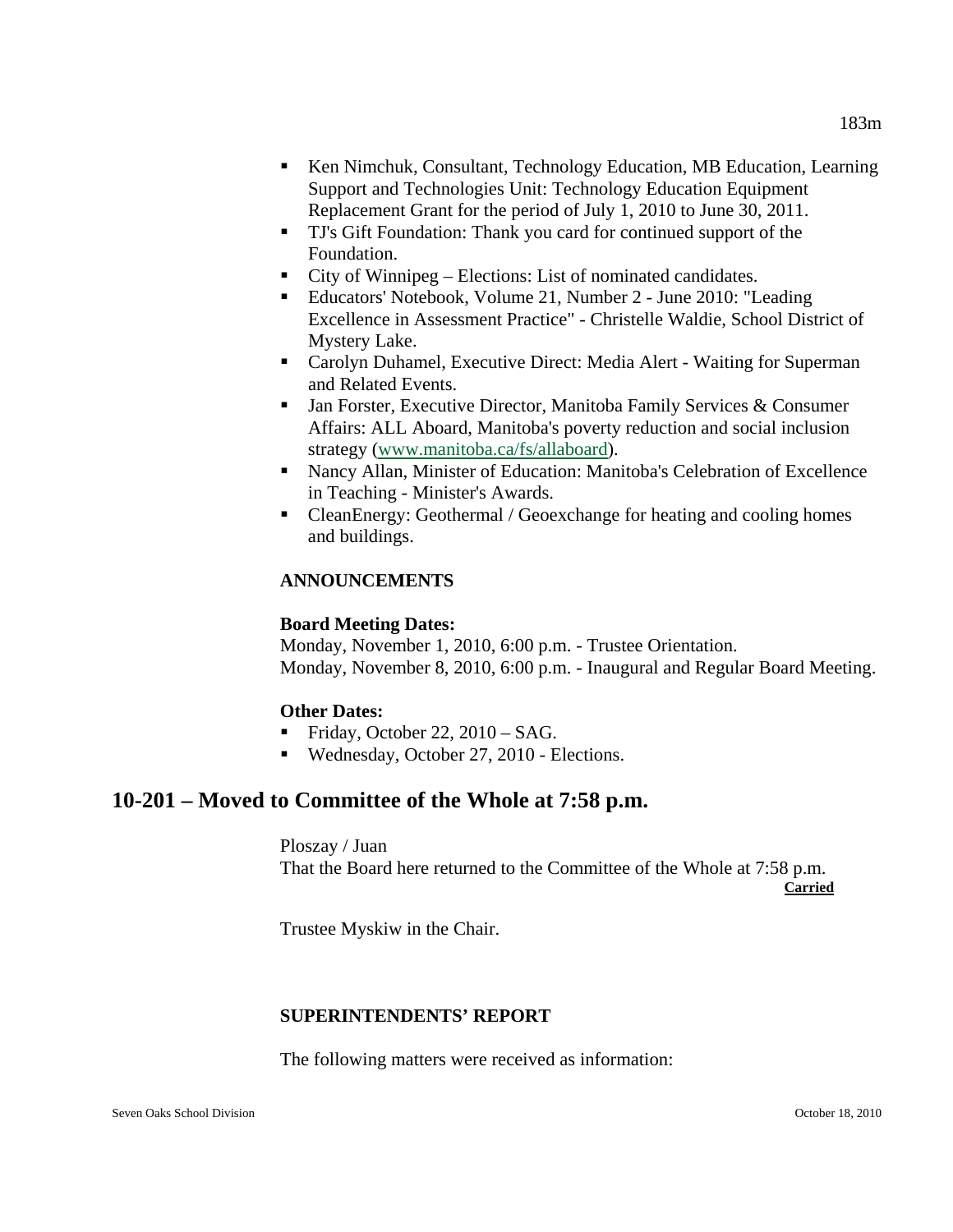- Ken Nimchuk, Consultant, Technology Education, MB Education, Learning Support and Technologies Unit: Technology Education Equipment Replacement Grant for the period of July 1, 2010 to June 30, 2011.
- TJ's Gift Foundation: Thank you card for continued support of the Foundation.
- City of Winnipeg – Elections: List of nominated candidates.
- Educators' Notebook, Volume 21, Number 2 - June 2010: "Leading Excellence in Assessment Practice" - Christelle Waldie, School District of Mystery Lake.
- Carolyn Duhamel, Executive Direct: Media Alert - Waiting for Superman and Related Events.
- Jan Forster, Executive Director, Manitoba Family Services & Consumer Affairs: ALL Aboard, Manitoba's poverty reduction and social inclusion strategy (www.manitoba.ca/fs/allaboard).
- Nancy Allan, Minister of Education: Manitoba's Celebration of Excellence in Teaching - Minister's Awards.
- CleanEnergy: Geothermal / Geoexchange for heating and cooling homes and buildings.

**ANNOUNCEMENTS**

**Board Meeting Dates:**

Monday, November 1, 2010, 6:00 p.m. - Trustee Orientation.
Monday, November 8, 2010, 6:00 p.m. - Inaugural and Regular Board Meeting.

**Other Dates:**

- Friday, October 22, 2010 – SAG.
- Wednesday, October 27, 2010 - Elections.

## 10-201 – Moved to Committee of the Whole at 7:58 p.m.

Ploszay / Juan
That the Board here returned to the Committee of the Whole at 7:58 p.m.
**Carried**

Trustee Myskiw in the Chair.

**SUPERINTENDENTS' REPORT**

The following matters were received as information: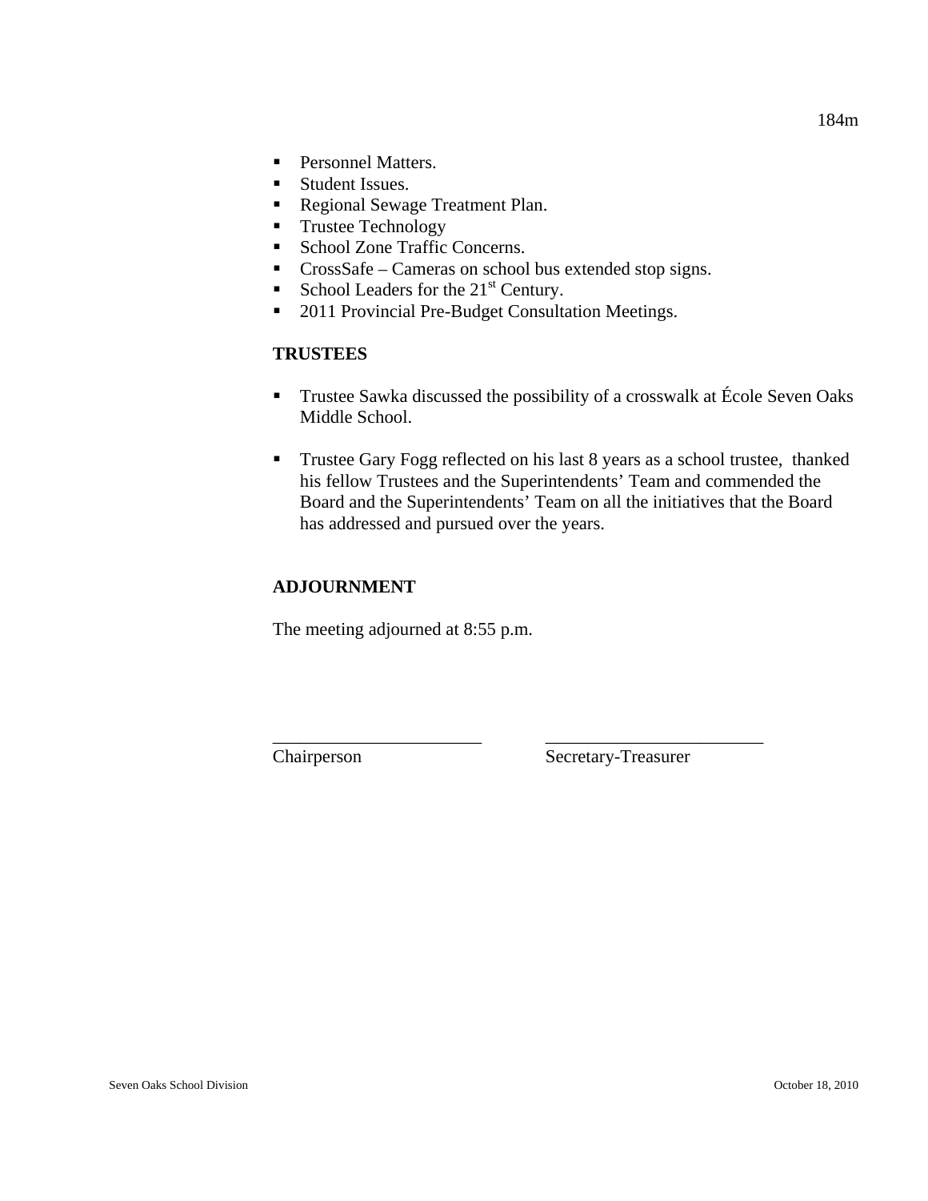- Personnel Matters.
- Student Issues.
- Regional Sewage Treatment Plan.
- Trustee Technology
- School Zone Traffic Concerns.
- CrossSafe – Cameras on school bus extended stop signs.
- School Leaders for the 21st Century.
- 2011 Provincial Pre-Budget Consultation Meetings.

**TRUSTEES**

- Trustee Sawka discussed the possibility of a crosswalk at École Seven Oaks Middle School.

- Trustee Gary Fogg reflected on his last 8 years as a school trustee, thanked his fellow Trustees and the Superintendents' Team and commended the Board and the Superintendents' Team on all the initiatives that the Board has addressed and pursued over the years.

**ADJOURNMENT**

The meeting adjourned at 8:55 p.m.

_______________________ _______________________
Chairperson Secretary-Treasurer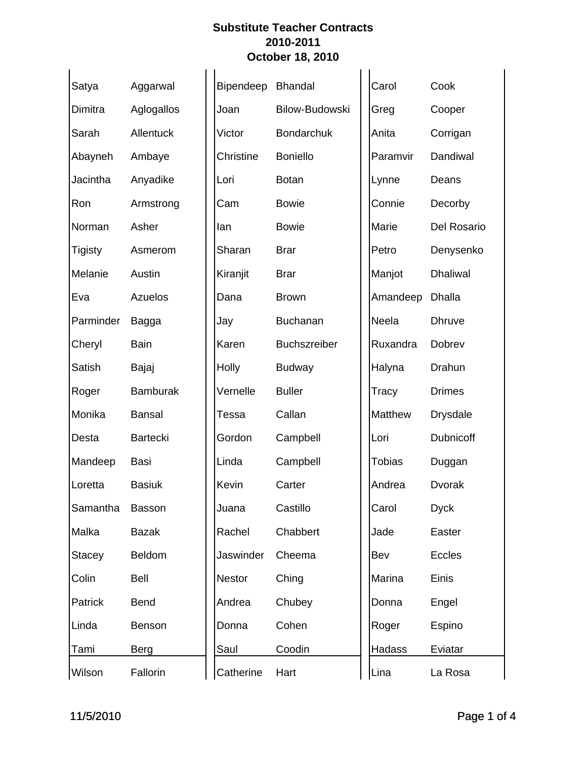# Substitute Teacher Contracts
## 2010-2011
## October 18, 2010

| First Name | Last Name | First Name | Last Name | First Name | Last Name |
|---|---|---|---|---|---|
| Satya | Aggarwal | Bipendeep | Bhandal | Carol | Cook |
| Dimitra | Aglogallos | Joan | Bilow-Budowski | Greg | Cooper |
| Sarah | Allentuck | Victor | Bondarchuk | Anita | Corrigan |
| Abayneh | Ambaye | Christine | Boniello | Paramvir | Dandiwal |
| Jacintha | Anyadike | Lori | Botan | Lynne | Deans |
| Ron | Armstrong | Cam | Bowie | Connie | Decorby |
| Norman | Asher | Ian | Bowie | Marie | Del Rosario |
| Tigisty | Asmerom | Sharan | Brar | Petro | Denysenko |
| Melanie | Austin | Kiranjit | Brar | Manjot | Dhaliwal |
| Eva | Azuelos | Dana | Brown | Amandeep | Dhalla |
| Parminder | Bagga | Jay | Buchanan | Neela | Dhruve |
| Cheryl | Bain | Karen | Buchszreiber | Ruxandra | Dobrev |
| Satish | Bajaj | Holly | Budway | Halyna | Drahun |
| Roger | Bamburak | Vernelle | Buller | Tracy | Drimes |
| Monika | Bansal | Tessa | Callan | Matthew | Drysdale |
| Desta | Bartecki | Gordon | Campbell | Lori | Dubnicoff |
| Mandeep | Basi | Linda | Campbell | Tobias | Duggan |
| Loretta | Basiuk | Kevin | Carter | Andrea | Dvorak |
| Samantha | Basson | Juana | Castillo | Carol | Dyck |
| Malka | Bazak | Rachel | Chabbert | Jade | Easter |
| Stacey | Beldom | Jaswinder | Cheema | Bev | Eccles |
| Colin | Bell | Nestor | Ching | Marina | Einis |
| Patrick | Bend | Andrea | Chubey | Donna | Engel |
| Linda | Benson | Donna | Cohen | Roger | Espino |
| Tami | Berg | Saul | Coodin | Hadass | Eviatar |
| Wilson | Fallorin | Catherine | Hart | Lina | La Rosa |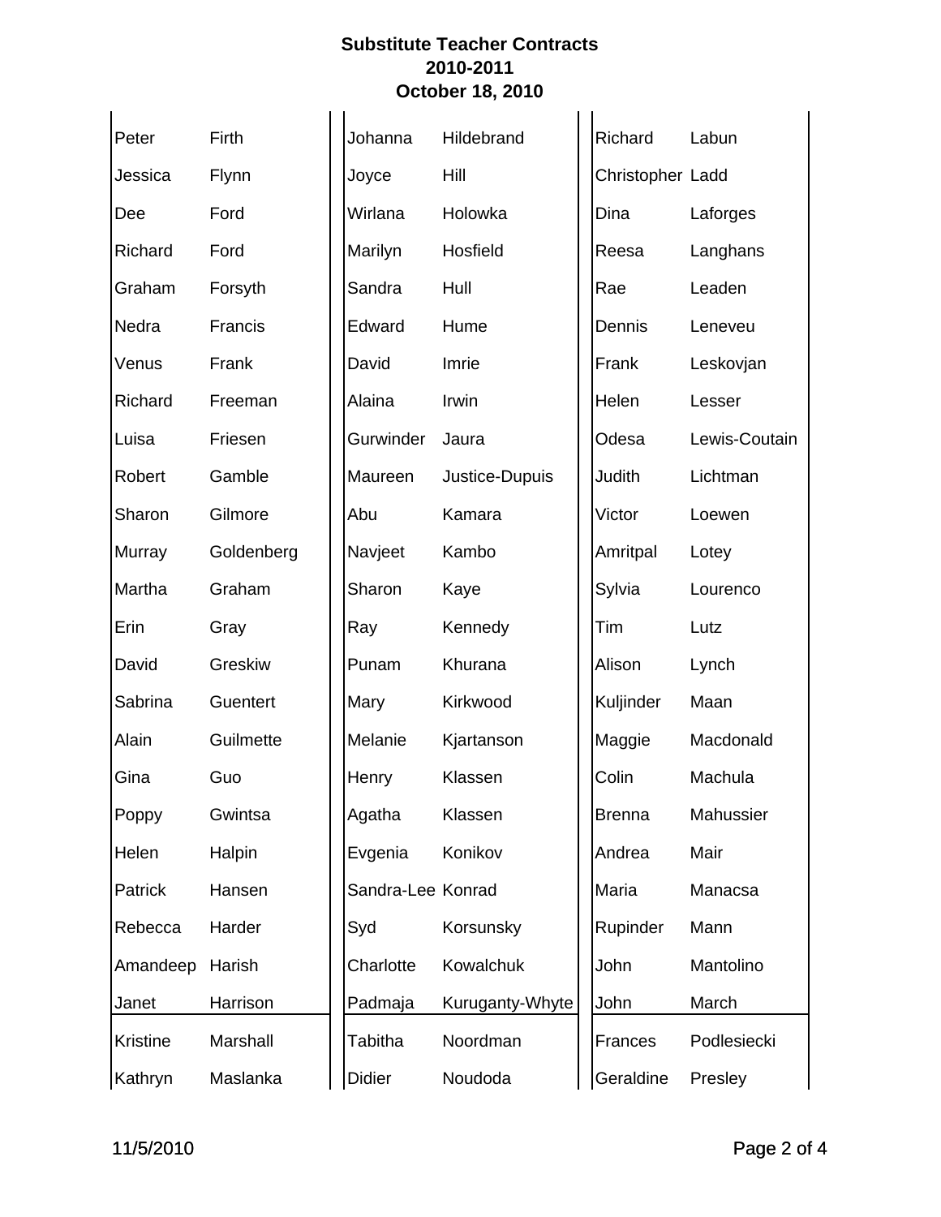# Substitute Teacher Contracts
## 2010-2011
## October 18, 2010

| | | | | | |
|---|---|---|---|---|---|
| Peter | Firth | Johanna | Hildebrand | Richard | Labun |
| Jessica | Flynn | Joyce | Hill | Christopher | Ladd |
| Dee | Ford | Wirlana | Holowka | Dina | Laforges |
| Richard | Ford | Marilyn | Hosfield | Reesa | Langhans |
| Graham | Forsyth | Sandra | Hull | Rae | Leaden |
| Nedra | Francis | Edward | Hume | Dennis | Leneveu |
| Venus | Frank | David | Imrie | Frank | Leskovjan |
| Richard | Freeman | Alaina | Irwin | Helen | Lesser |
| Luisa | Friesen | Gurwinder | Jaura | Odesa | Lewis-Coutain |
| Robert | Gamble | Maureen | Justice-Dupuis | Judith | Lichtman |
| Sharon | Gilmore | Abu | Kamara | Victor | Loewen |
| Murray | Goldenberg | Navjeet | Kambo | Amritpal | Lotey |
| Martha | Graham | Sharon | Kaye | Sylvia | Lourenco |
| Erin | Gray | Ray | Kennedy | Tim | Lutz |
| David | Greskiw | Punam | Khurana | Alison | Lynch |
| Sabrina | Guentert | Mary | Kirkwood | Kuljinder | Maan |
| Alain | Guilmette | Melanie | Kjartanson | Maggie | Macdonald |
| Gina | Guo | Henry | Klassen | Colin | Machula |
| Poppy | Gwintsa | Agatha | Klassen | Brenna | Mahussier |
| Helen | Halpin | Evgenia | Konikov | Andrea | Mair |
| Patrick | Hansen | Sandra-Lee | Konrad | Maria | Manacsa |
| Rebecca | Harder | Syd | Korsunsky | Rupinder | Mann |
| Amandeep | Harish | Charlotte | Kowalchuk | John | Mantolino |
| Janet | Harrison | Padmaja | Kuruganty-Whyte | John | March |
| Kristine | Marshall | Tabitha | Noordman | Frances | Podlesiecki |
| Kathryn | Maslanka | Didier | Noudoda | Geraldine | Presley |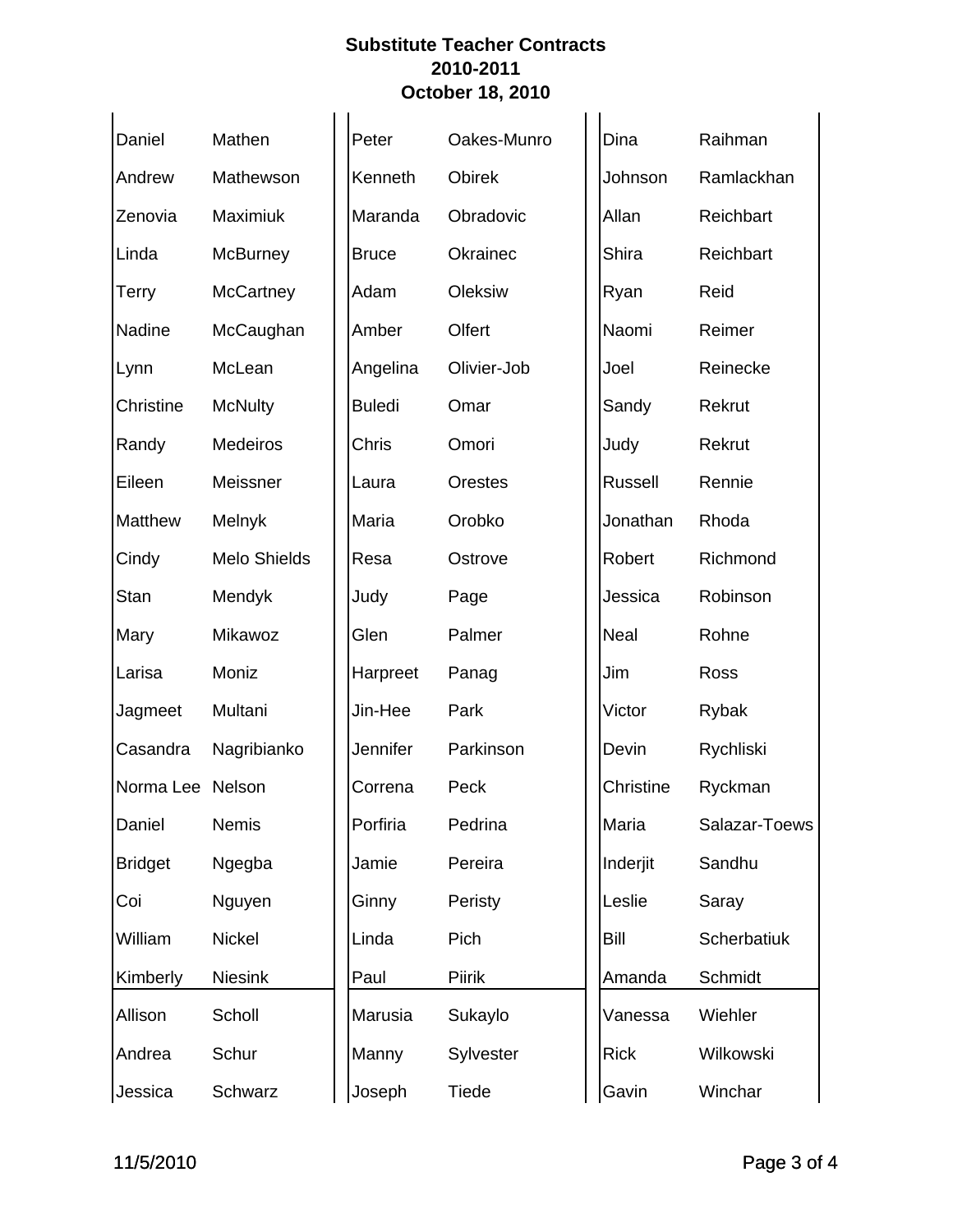**Substitute Teacher Contracts**
**2010-2011**
**October 18, 2010**

| First Name | Last Name |
|---|---|
| Daniel | Mathen |
| Andrew | Mathewson |
| Zenovia | Maximiuk |
| Linda | McBurney |
| Terry | McCartney |
| Nadine | McCaughan |
| Lynn | McLean |
| Christine | McNulty |
| Randy | Medeiros |
| Eileen | Meissner |
| Matthew | Melnyk |
| Cindy | Melo Shields |
| Stan | Mendyk |
| Mary | Mikawoz |
| Larisa | Moniz |
| Jagmeet | Multani |
| Casandra | Nagribianko |
| Norma Lee | Nelson |
| Daniel | Nemis |
| Bridget | Ngegba |
| Coi | Nguyen |
| William | Nickel |
| Kimberly | Niesink |
| Peter | Oakes-Munro |
| Kenneth | Obirek |
| Maranda | Obradovic |
| Bruce | Okrainec |
| Adam | Oleksiw |
| Amber | Olfert |
| Angelina | Olivier-Job |
| Buledi | Omar |
| Chris | Omori |
| Laura | Orestes |
| Maria | Orobko |
| Resa | Ostrove |
| Judy | Page |
| Glen | Palmer |
| Harpreet | Panag |
| Jin-Hee | Park |
| Jennifer | Parkinson |
| Correna | Peck |
| Porfiria | Pedrina |
| Jamie | Pereira |
| Ginny | Peristy |
| Linda | Pich |
| Paul | Piirik |
| Dina | Raihman |
| Johnson | Ramlackhan |
| Allan | Reichbart |
| Shira | Reichbart |
| Ryan | Reid |
| Naomi | Reimer |
| Joel | Reinecke |
| Sandy | Rekrut |
| Judy | Rekrut |
| Russell | Rennie |
| Jonathan | Rhoda |
| Robert | Richmond |
| Jessica | Robinson |
| Neal | Rohne |
| Jim | Ross |
| Victor | Rybak |
| Devin | Rychliski |
| Christine | Ryckman |
| Maria | Salazar-Toews |
| Inderjit | Sandhu |
| Leslie | Saray |
| Bill | Scherbatiuk |
| Amanda | Schmidt |
| Allison | Scholl |
| Andrea | Schur |
| Jessica | Schwarz |
| Marusia | Sukaylo |
| Manny | Sylvester |
| Joseph | Tiede |
| Vanessa | Wiehler |
| Rick | Wilkowski |
| Gavin | Winchar |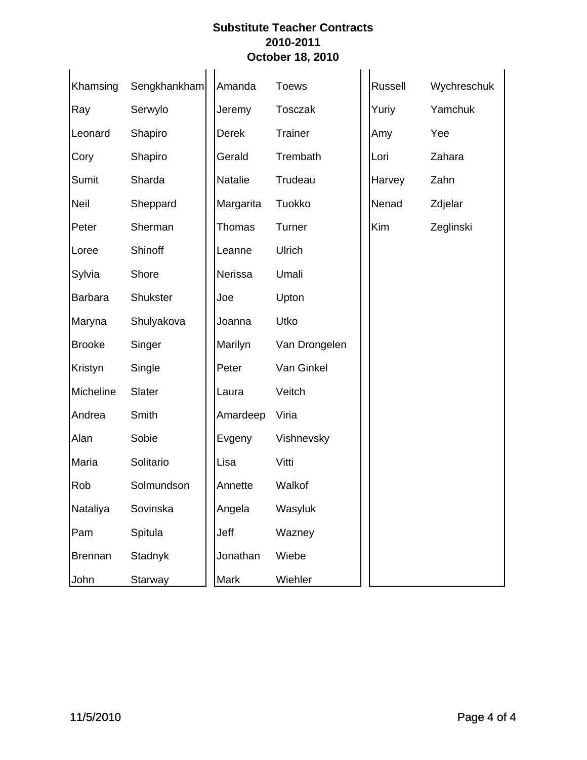**Substitute Teacher Contracts**
**2010-2011**
**October 18, 2010**

| | | | | | |
|---|---|---|---|---|---|
| Khamsing | Sengkhankham | Amanda | Toews | Russell | Wychreschuk |
| Ray | Serwylo | Jeremy | Tosczak | Yuriy | Yamchuk |
| Leonard | Shapiro | Derek | Trainer | Amy | Yee |
| Cory | Shapiro | Gerald | Trembath | Lori | Zahara |
| Sumit | Sharda | Natalie | Trudeau | Harvey | Zahn |
| Neil | Sheppard | Margarita | Tuokko | Nenad | Zdjelar |
| Peter | Sherman | Thomas | Turner | Kim | Zeglinski |
| Loree | Shinoff | Leanne | Ulrich | | |
| Sylvia | Shore | Nerissa | Umali | | |
| Barbara | Shukster | Joe | Upton | | |
| Maryna | Shulyakova | Joanna | Utko | | |
| Brooke | Singer | Marilyn | Van Drongelen | | |
| Kristyn | Single | Peter | Van Ginkel | | |
| Micheline | Slater | Laura | Veitch | | |
| Andrea | Smith | Amardeep | Viria | | |
| Alan | Sobie | Evgeny | Vishnevsky | | |
| Maria | Solitario | Lisa | Vitti | | |
| Rob | Solmundson | Annette | Walkof | | |
| Nataliya | Sovinska | Angela | Wasyluk | | |
| Pam | Spitula | Jeff | Wazney | | |
| Brennan | Stadnyk | Jonathan | Wiebe | | |
| John | Starway | Mark | Wiehler | | |

11/5/2010